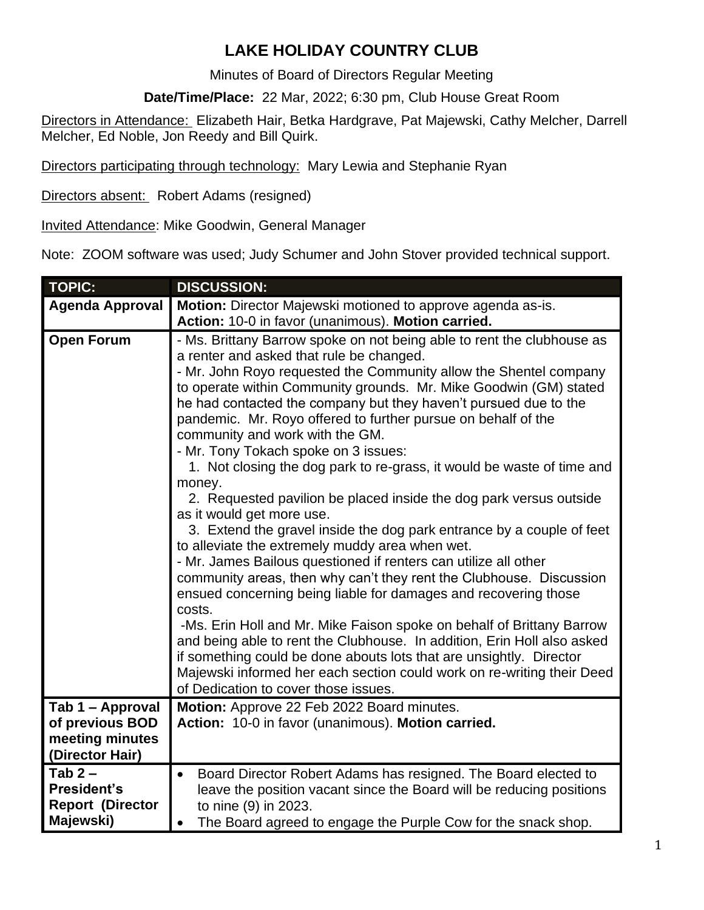# LAKE HOLIDAY COUNTRY CLUB

Minutes of Board of Directors Regular Meeting

**Date/Time/Place:** 22 Mar, 2022; 6:30 pm, Club House Great Room

Directors in Attendance: Elizabeth Hair, Betka Hardgrave, Pat Majewski, Cathy Melcher, Darrell Melcher, Ed Noble, Jon Reedy and Bill Quirk.

Directors participating through technology: Mary Lewia and Stephanie Ryan

Directors absent: Robert Adams (resigned)

Invited Attendance: Mike Goodwin, General Manager

Note: ZOOM software was used; Judy Schumer and John Stover provided technical support.

| TOPIC: | DISCUSSION: |
|---|---|
| **Agenda Approval** | **Motion:** Director Majewski motioned to approve agenda as-is.<br>**Action:** 10-0 in favor (unanimous). **Motion carried.** |
| **Open Forum** | - Ms. Brittany Barrow spoke on not being able to rent the clubhouse as a renter and asked that rule be changed.<br>- Mr. John Royo requested the Community allow the Shentel company to operate within Community grounds. Mr. Mike Goodwin (GM) stated he had contacted the company but they haven't pursued due to the pandemic. Mr. Royo offered to further pursue on behalf of the community and work with the GM.<br>- Mr. Tony Tokach spoke on 3 issues:<br>1. Not closing the dog park to re-grass, it would be waste of time and money.<br>2. Requested pavilion be placed inside the dog park versus outside as it would get more use.<br>3. Extend the gravel inside the dog park entrance by a couple of feet to alleviate the extremely muddy area when wet.<br>- Mr. James Bailous questioned if renters can utilize all other community areas, then why can't they rent the Clubhouse. Discussion ensued concerning being liable for damages and recovering those costs.<br>-Ms. Erin Holl and Mr. Mike Faison spoke on behalf of Brittany Barrow and being able to rent the Clubhouse. In addition, Erin Holl also asked if something could be done abouts lots that are unsightly. Director Majewski informed her each section could work on re-writing their Deed of Dedication to cover those issues. |
| **Tab 1 – Approval of previous BOD meeting minutes (Director Hair)** | **Motion:** Approve 22 Feb 2022 Board minutes.<br>**Action:** 10-0 in favor (unanimous). **Motion carried.** |
| **Tab 2 – President's Report (Director Majewski)** | • Board Director Robert Adams has resigned. The Board elected to leave the position vacant since the Board will be reducing positions to nine (9) in 2023.<br>• The Board agreed to engage the Purple Cow for the snack shop. |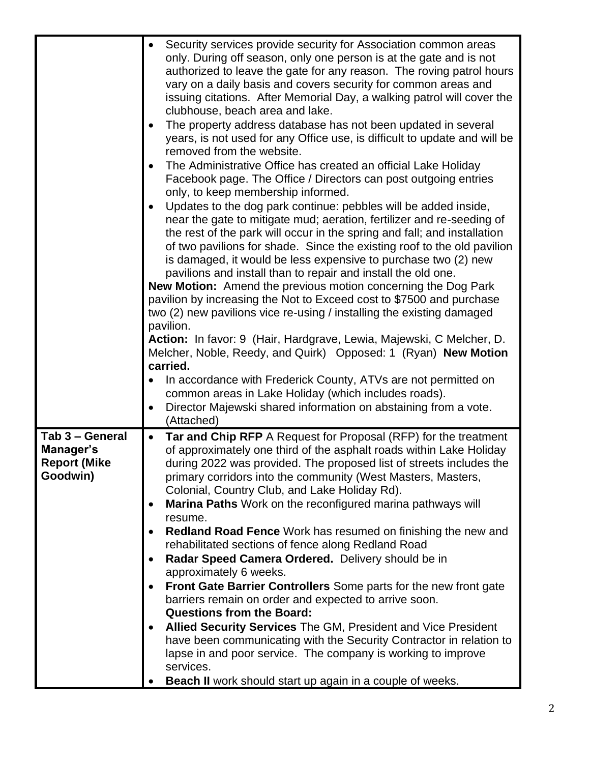| | |
|---|---|
| | • Security services provide security for Association common areas only. During off season, only one person is at the gate and is not authorized to leave the gate for any reason. The roving patrol hours vary on a daily basis and covers security for common areas and issuing citations. After Memorial Day, a walking patrol will cover the clubhouse, beach area and lake.<br>• The property address database has not been updated in several years, is not used for any Office use, is difficult to update and will be removed from the website.<br>• The Administrative Office has created an official Lake Holiday Facebook page. The Office / Directors can post outgoing entries only, to keep membership informed.<br>• Updates to the dog park continue: pebbles will be added inside, near the gate to mitigate mud; aeration, fertilizer and re-seeding of the rest of the park will occur in the spring and fall; and installation of two pavilions for shade. Since the existing roof to the old pavilion is damaged, it would be less expensive to purchase two (2) new pavilions and install than to repair and install the old one.<br>**New Motion:** Amend the previous motion concerning the Dog Park pavilion by increasing the Not to Exceed cost to $7500 and purchase two (2) new pavilions vice re-using / installing the existing damaged pavilion.<br>**Action:** In favor: 9 (Hair, Hardgrave, Lewia, Majewski, C Melcher, D. Melcher, Noble, Reedy, and Quirk) Opposed: 1 (Ryan) **New Motion carried.**<br>• In accordance with Frederick County, ATVs are not permitted on common areas in Lake Holiday (which includes roads).<br>• Director Majewski shared information on abstaining from a vote. (Attached) |
| **Tab 3 – General Manager's Report (Mike Goodwin)** | • **Tar and Chip RFP** A Request for Proposal (RFP) for the treatment of approximately one third of the asphalt roads within Lake Holiday during 2022 was provided. The proposed list of streets includes the primary corridors into the community (West Masters, Masters, Colonial, Country Club, and Lake Holiday Rd).<br>• **Marina Paths** Work on the reconfigured marina pathways will resume.<br>• **Redland Road Fence** Work has resumed on finishing the new and rehabilitated sections of fence along Redland Road<br>• **Radar Speed Camera Ordered.** Delivery should be in approximately 6 weeks.<br>• **Front Gate Barrier Controllers** Some parts for the new front gate barriers remain on order and expected to arrive soon.<br>**Questions from the Board:**<br>• **Allied Security Services** The GM, President and Vice President have been communicating with the Security Contractor in relation to lapse in and poor service. The company is working to improve services.<br>• **Beach II** work should start up again in a couple of weeks. |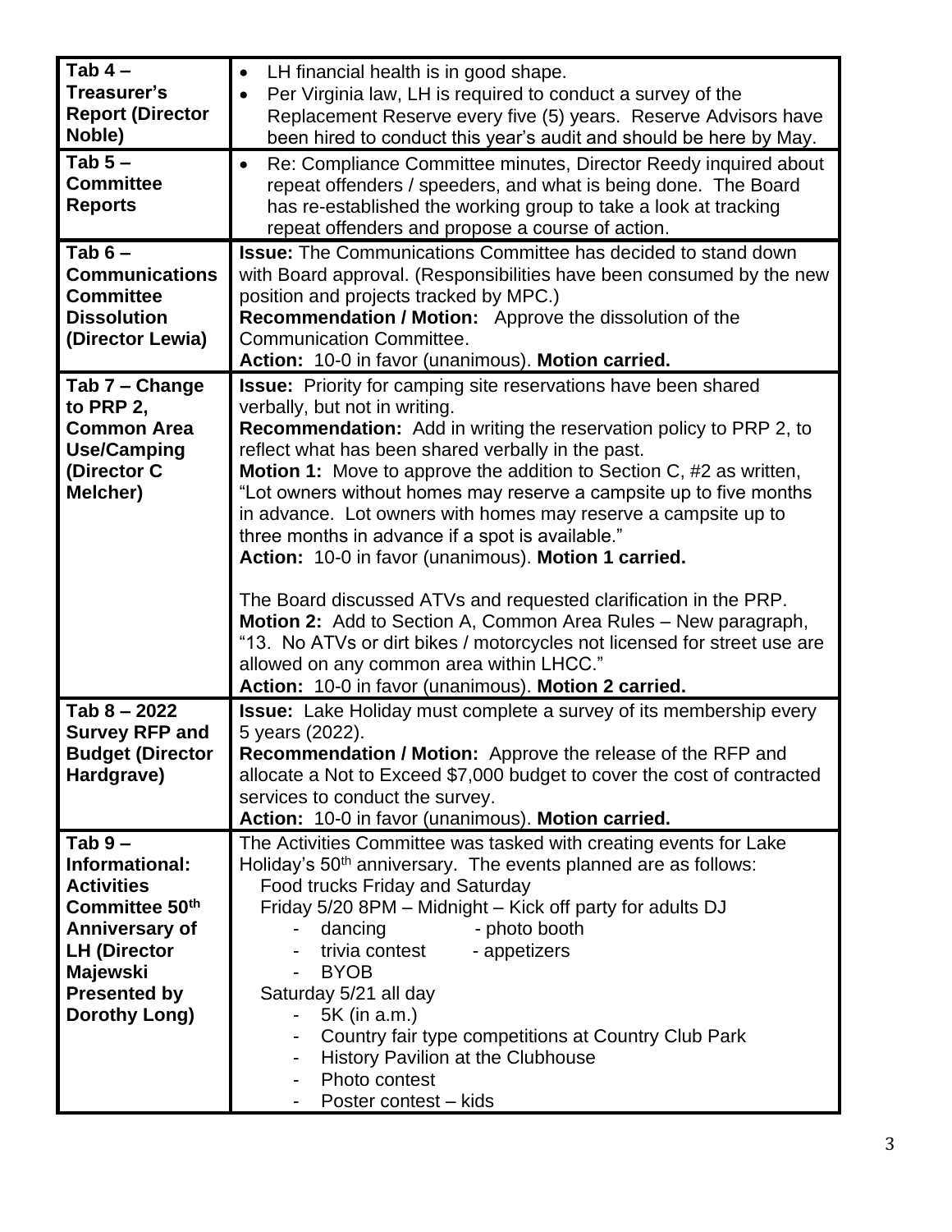| | |
|---|---|
| **Tab 4 – Treasurer's Report (Director Noble)** | • LH financial health is in good shape.<br>• Per Virginia law, LH is required to conduct a survey of the Replacement Reserve every five (5) years. Reserve Advisors have been hired to conduct this year's audit and should be here by May. |
| **Tab 5 – Committee Reports** | • Re: Compliance Committee minutes, Director Reedy inquired about repeat offenders / speeders, and what is being done. The Board has re-established the working group to take a look at tracking repeat offenders and propose a course of action. |
| **Tab 6 – Communications Committee Dissolution (Director Lewia)** | **Issue:** The Communications Committee has decided to stand down with Board approval. (Responsibilities have been consumed by the new position and projects tracked by MPC.)<br>**Recommendation / Motion:** Approve the dissolution of the Communication Committee.<br>**Action:** 10-0 in favor (unanimous). **Motion carried.** |
| **Tab 7 – Change to PRP 2, Common Area Use/Camping (Director C Melcher)** | **Issue:** Priority for camping site reservations have been shared verbally, but not in writing.<br>**Recommendation:** Add in writing the reservation policy to PRP 2, to reflect what has been shared verbally in the past.<br>**Motion 1:** Move to approve the addition to Section C, #2 as written, "Lot owners without homes may reserve a campsite up to five months in advance. Lot owners with homes may reserve a campsite up to three months in advance if a spot is available."<br>**Action:** 10-0 in favor (unanimous). **Motion 1 carried.**<br><br>The Board discussed ATVs and requested clarification in the PRP.<br>**Motion 2:** Add to Section A, Common Area Rules – New paragraph, "13. No ATVs or dirt bikes / motorcycles not licensed for street use are allowed on any common area within LHCC."<br>**Action:** 10-0 in favor (unanimous). **Motion 2 carried.** |
| **Tab 8 – 2022 Survey RFP and Budget (Director Hardgrave)** | **Issue:** Lake Holiday must complete a survey of its membership every 5 years (2022).<br>**Recommendation / Motion:** Approve the release of the RFP and allocate a Not to Exceed $7,000 budget to cover the cost of contracted services to conduct the survey.<br>**Action:** 10-0 in favor (unanimous). **Motion carried.** |
| **Tab 9 – Informational: Activities Committee 50th Anniversary of LH (Director Majewski Presented by Dorothy Long)** | The Activities Committee was tasked with creating events for Lake Holiday's 50th anniversary. The events planned are as follows:<br>Food trucks Friday and Saturday<br>Friday 5/20 8PM – Midnight – Kick off party for adults DJ<br>- dancing - photo booth<br>- trivia contest - appetizers<br>- BYOB<br>Saturday 5/21 all day<br>- 5K (in a.m.)<br>- Country fair type competitions at Country Club Park<br>- History Pavilion at the Clubhouse<br>- Photo contest<br>- Poster contest – kids |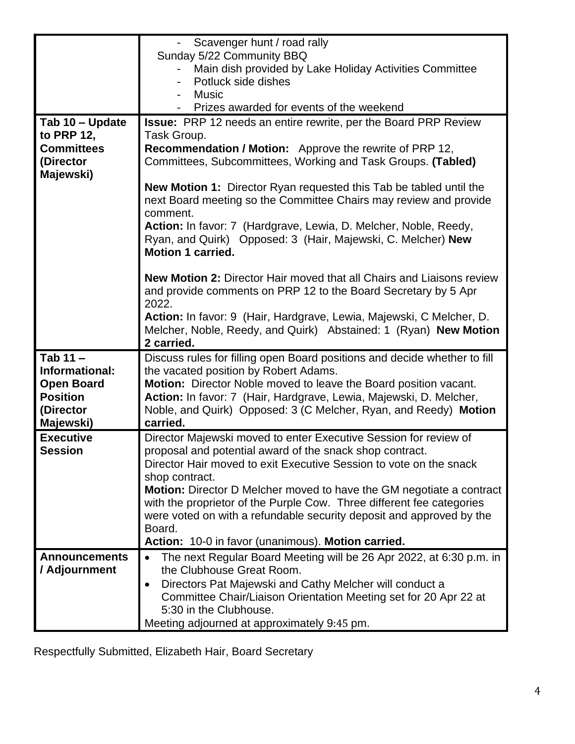| | |
|---|---|
| | - Scavenger hunt / road rally<br>Sunday 5/22 Community BBQ<br>- Main dish provided by Lake Holiday Activities Committee<br>- Potluck side dishes<br>- Music<br>- Prizes awarded for events of the weekend |
| **Tab 10 – Update to PRP 12, Committees (Director Majewski)** | **Issue:** PRP 12 needs an entire rewrite, per the Board PRP Review Task Group.<br>**Recommendation / Motion:** Approve the rewrite of PRP 12, Committees, Subcommittees, Working and Task Groups. **(Tabled)**<br><br>**New Motion 1:** Director Ryan requested this Tab be tabled until the next Board meeting so the Committee Chairs may review and provide comment.<br>**Action:** In favor: 7 (Hardgrave, Lewia, D. Melcher, Noble, Reedy, Ryan, and Quirk) Opposed: 3 (Hair, Majewski, C. Melcher) **New Motion 1 carried.**<br><br>**New Motion 2:** Director Hair moved that all Chairs and Liaisons review and provide comments on PRP 12 to the Board Secretary by 5 Apr 2022.<br>**Action:** In favor: 9 (Hair, Hardgrave, Lewia, Majewski, C Melcher, D. Melcher, Noble, Reedy, and Quirk) Abstained: 1 (Ryan) **New Motion 2 carried.** |
| **Tab 11 – Informational: Open Board Position (Director Majewski)** | Discuss rules for filling open Board positions and decide whether to fill the vacated position by Robert Adams.<br>**Motion:** Director Noble moved to leave the Board position vacant.<br>**Action:** In favor: 7 (Hair, Hardgrave, Lewia, Majewski, D. Melcher, Noble, and Quirk) Opposed: 3 (C Melcher, Ryan, and Reedy) **Motion carried.** |
| **Executive Session** | Director Majewski moved to enter Executive Session for review of proposal and potential award of the snack shop contract.<br>Director Hair moved to exit Executive Session to vote on the snack shop contract.<br>**Motion:** Director D Melcher moved to have the GM negotiate a contract with the proprietor of the Purple Cow. Three different fee categories were voted on with a refundable security deposit and approved by the Board.<br>**Action:** 10-0 in favor (unanimous). **Motion carried.** |
| **Announcements / Adjournment** | • The next Regular Board Meeting will be 26 Apr 2022, at 6:30 p.m. in the Clubhouse Great Room.<br>• Directors Pat Majewski and Cathy Melcher will conduct a Committee Chair/Liaison Orientation Meeting set for 20 Apr 22 at 5:30 in the Clubhouse.<br>Meeting adjourned at approximately 9:45 pm. |

Respectfully Submitted, Elizabeth Hair, Board Secretary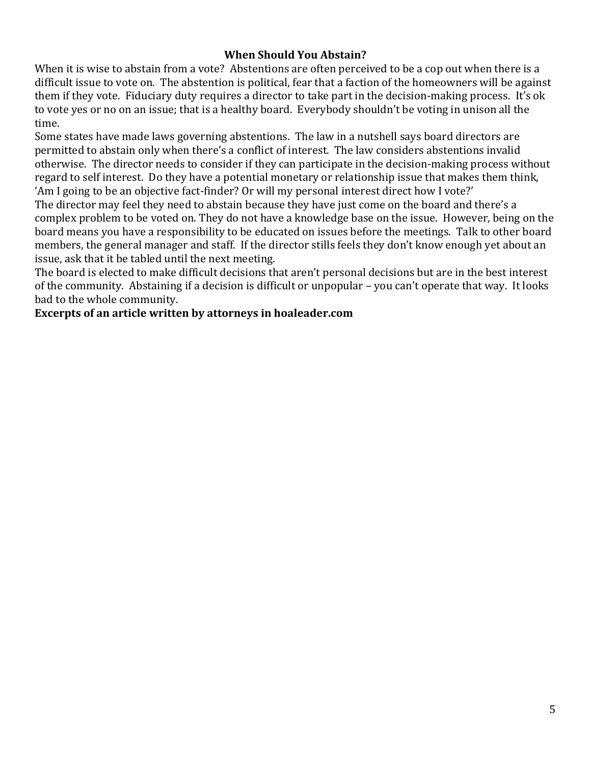## When Should You Abstain?

When it is wise to abstain from a vote? Abstentions are often perceived to be a cop out when there is a difficult issue to vote on. The abstention is political, fear that a faction of the homeowners will be against them if they vote. Fiduciary duty requires a director to take part in the decision-making process. It's ok to vote yes or no on an issue; that is a healthy board. Everybody shouldn't be voting in unison all the time.

Some states have made laws governing abstentions. The law in a nutshell says board directors are permitted to abstain only when there's a conflict of interest. The law considers abstentions invalid otherwise. The director needs to consider if they can participate in the decision-making process without regard to self interest. Do they have a potential monetary or relationship issue that makes them think, 'Am I going to be an objective fact-finder? Or will my personal interest direct how I vote?'

The director may feel they need to abstain because they have just come on the board and there's a complex problem to be voted on. They do not have a knowledge base on the issue. However, being on the board means you have a responsibility to be educated on issues before the meetings. Talk to other board members, the general manager and staff. If the director stills feels they don't know enough yet about an issue, ask that it be tabled until the next meeting.

The board is elected to make difficult decisions that aren't personal decisions but are in the best interest of the community. Abstaining if a decision is difficult or unpopular – you can't operate that way. It looks bad to the whole community.

**Excerpts of an article written by attorneys in hoaleader.com**